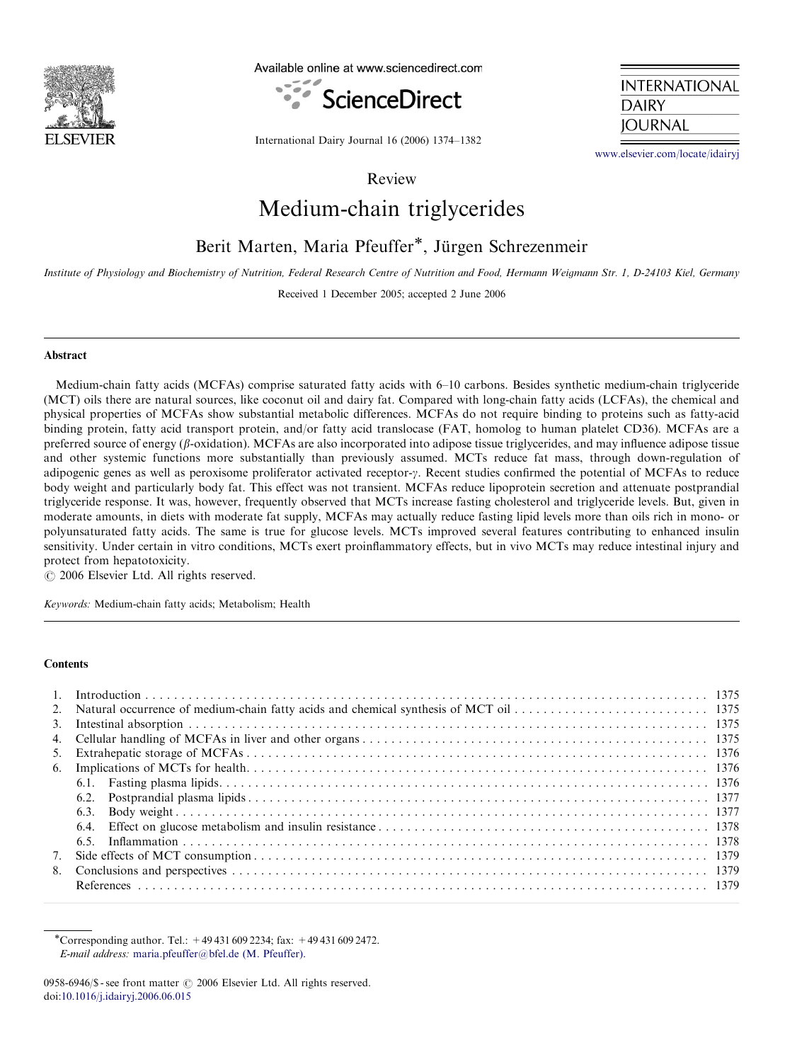Review

# Medium-chain triglycerides

Berit Marten, Maria Pfeuffer*, Jürgen Schrezenmeir

*Institute of Physiology and Biochemistry of Nutrition, Federal Research Centre of Nutrition and Food, Hermann Weigmann Str. 1, D-24103 Kiel, Germany*

Received 1 December 2005; accepted 2 June 2006

## Abstract

Medium-chain fatty acids (MCFAs) comprise saturated fatty acids with 6–10 carbons. Besides synthetic medium-chain triglyceride (MCT) oils there are natural sources, like coconut oil and dairy fat. Compared with long-chain fatty acids (LCFAs), the chemical and physical properties of MCFAs show substantial metabolic differences. MCFAs do not require binding to proteins such as fatty-acid binding protein, fatty acid transport protein, and/or fatty acid translocase (FAT, homolog to human platelet CD36). MCFAs are a preferred source of energy ($\beta$-oxidation). MCFAs are also incorporated into adipose tissue triglycerides, and may influence adipose tissue and other systemic functions more substantially than previously assumed. MCTs reduce fat mass, through down-regulation of adipogenic genes as well as peroxisome proliferator activated receptor-$\gamma$. Recent studies confirmed the potential of MCFAs to reduce body weight and particularly body fat. This effect was not transient. MCFAs reduce lipoprotein secretion and attenuate postprandial triglyceride response. It was, however, frequently observed that MCTs increase fasting cholesterol and triglyceride levels. But, given in moderate amounts, in diets with moderate fat supply, MCFAs may actually reduce fasting lipid levels more than oils rich in mono- or polyunsaturated fatty acids. The same is true for glucose levels. MCTs improved several features contributing to enhanced insulin sensitivity. Under certain in vitro conditions, MCTs exert proinflammatory effects, but in vivo MCTs may reduce intestinal injury and protect from hepatotoxicity.

© 2006 Elsevier Ltd. All rights reserved.

*Keywords:* Medium-chain fatty acids; Metabolism; Health

## Contents

1. Introduction . . . 1375
2. Natural occurrence of medium-chain fatty acids and chemical synthesis of MCT oil . . . 1375
3. Intestinal absorption . . . 1375
4. Cellular handling of MCFAs in liver and other organs . . . 1375
5. Extrahepatic storage of MCFAs . . . 1376
6. Implications of MCTs for health . . . 1376
   - 6.1. Fasting plasma lipids . . . 1376
   - 6.2. Postprandial plasma lipids . . . 1377
   - 6.3. Body weight . . . 1377
   - 6.4. Effect on glucose metabolism and insulin resistance . . . 1378
   - 6.5. Inflammation . . . 1378
7. Side effects of MCT consumption . . . 1379
8. Conclusions and perspectives . . . 1379

References . . . 1379

---

*Corresponding author. Tel.: +49 431 609 2234; fax: +49 431 609 2472.
*E-mail address:* maria.pfeuffer@bfel.de (M. Pfeuffer).

0958-6946/$ - see front matter © 2006 Elsevier Ltd. All rights reserved.
doi:10.1016/j.idairyj.2006.06.015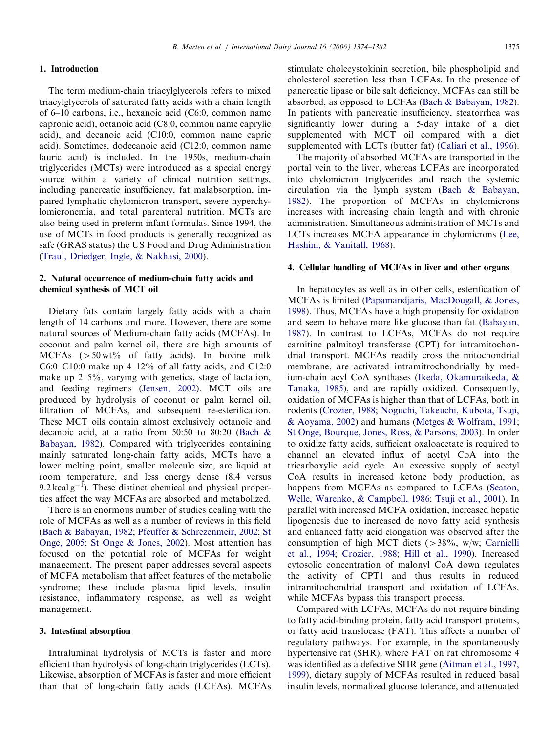## 1. Introduction

The term medium-chain triacylglycerols refers to mixed triacylglycerols of saturated fatty acids with a chain length of 6–10 carbons, i.e., hexanoic acid (C6:0, common name capronic acid), octanoic acid (C8:0, common name caprylic acid), and decanoic acid (C10:0, common name capric acid). Sometimes, dodecanoic acid (C12:0, common name lauric acid) is included. In the 1950s, medium-chain triglycerides (MCTs) were introduced as a special energy source within a variety of clinical nutrition settings, including pancreatic insufficiency, fat malabsorption, impaired lymphatic chylomicron transport, severe hyperchylomicronemia, and total parenteral nutrition. MCTs are also being used in preterm infant formulas. Since 1994, the use of MCTs in food products is generally recognized as safe (GRAS status) the US Food and Drug Administration (Traul, Driedger, Ingle, & Nakhasi, 2000).

## 2. Natural occurrence of medium-chain fatty acids and chemical synthesis of MCT oil

Dietary fats contain largely fatty acids with a chain length of 14 carbons and more. However, there are some natural sources of Medium-chain fatty acids (MCFAs). In coconut and palm kernel oil, there are high amounts of MCFAs (>50 wt% of fatty acids). In bovine milk C6:0–C10:0 make up 4–12% of all fatty acids, and C12:0 make up 2–5%, varying with genetics, stage of lactation, and feeding regimens (Jensen, 2002). MCT oils are produced by hydrolysis of coconut or palm kernel oil, filtration of MCFAs, and subsequent re-esterification. These MCT oils contain almost exclusively octanoic and decanoic acid, at a ratio from 50:50 to 80:20 (Bach & Babayan, 1982). Compared with triglycerides containing mainly saturated long-chain fatty acids, MCTs have a lower melting point, smaller molecule size, are liquid at room temperature, and less energy dense (8.4 versus 9.2 kcal $g^{-1}$). These distinct chemical and physical properties affect the way MCFAs are absorbed and metabolized.

There is an enormous number of studies dealing with the role of MCFAs as well as a number of reviews in this field (Bach & Babayan, 1982; Pfeuffer & Schrezenmeir, 2002; St Onge, 2005; St Onge & Jones, 2002). Most attention has focused on the potential role of MCFAs for weight management. The present paper addresses several aspects of MCFA metabolism that affect features of the metabolic syndrome; these include plasma lipid levels, insulin resistance, inflammatory response, as well as weight management.

## 3. Intestinal absorption

Intraluminal hydrolysis of MCTs is faster and more efficient than hydrolysis of long-chain triglycerides (LCTs). Likewise, absorption of MCFAs is faster and more efficient than that of long-chain fatty acids (LCFAs). MCFAs stimulate cholecystokinin secretion, bile phospholipid and cholesterol secretion less than LCFAs. In the presence of pancreatic lipase or bile salt deficiency, MCFAs can still be absorbed, as opposed to LCFAs (Bach & Babayan, 1982). In patients with pancreatic insufficiency, steatorrhea was significantly lower during a 5-day intake of a diet supplemented with MCT oil compared with a diet supplemented with LCTs (butter fat) (Caliari et al., 1996).

The majority of absorbed MCFAs are transported in the portal vein to the liver, whereas LCFAs are incorporated into chylomicron triglycerides and reach the systemic circulation via the lymph system (Bach & Babayan, 1982). The proportion of MCFAs in chylomicrons increases with increasing chain length and with chronic administration. Simultaneous administration of MCTs and LCTs increases MCFA appearance in chylomicrons (Lee, Hashim, & Vanitall, 1968).

## 4. Cellular handling of MCFAs in liver and other organs

In hepatocytes as well as in other cells, esterification of MCFAs is limited (Papamandjaris, MacDougall, & Jones, 1998). Thus, MCFAs have a high propensity for oxidation and seem to behave more like glucose than fat (Babayan, 1987). In contrast to LCFAs, MCFAs do not require carnitine palmitoyl transferase (CPT) for intramitochondrial transport. MCFAs readily cross the mitochondrial membrane, are activated intramitochondrially by medium-chain acyl CoA synthases (Ikeda, Okamuraikeda, & Tanaka, 1985), and are rapidly oxidized. Consequently, oxidation of MCFAs is higher than that of LCFAs, both in rodents (Crozier, 1988; Noguchi, Takeuchi, Kubota, Tsuji, & Aoyama, 2002) and humans (Metges & Wolfram, 1991; St Onge, Bourque, Jones, Ross, & Parsons, 2003). In order to oxidize fatty acids, sufficient oxaloacetate is required to channel an elevated influx of acetyl CoA into the tricarboxylic acid cycle. An excessive supply of acetyl CoA results in increased ketone body production, as happens from MCFAs as compared to LCFAs (Seaton, Welle, Warenko, & Campbell, 1986; Tsuji et al., 2001). In parallel with increased MCFA oxidation, increased hepatic lipogenesis due to increased de novo fatty acid synthesis and enhanced fatty acid elongation was observed after the consumption of high MCT diets (>38%, w/w; Carnielli et al., 1994; Crozier, 1988; Hill et al., 1990). Increased cytosolic concentration of malonyl CoA down regulates the activity of CPT1 and thus results in reduced intramitochondrial transport and oxidation of LCFAs, while MCFAs bypass this transport process.

Compared with LCFAs, MCFAs do not require binding to fatty acid-binding protein, fatty acid transport proteins, or fatty acid translocase (FAT). This affects a number of regulatory pathways. For example, in the spontaneously hypertensive rat (SHR), where FAT on rat chromosome 4 was identified as a defective SHR gene (Aitman et al., 1997, 1999), dietary supply of MCFAs resulted in reduced basal insulin levels, normalized glucose tolerance, and attenuated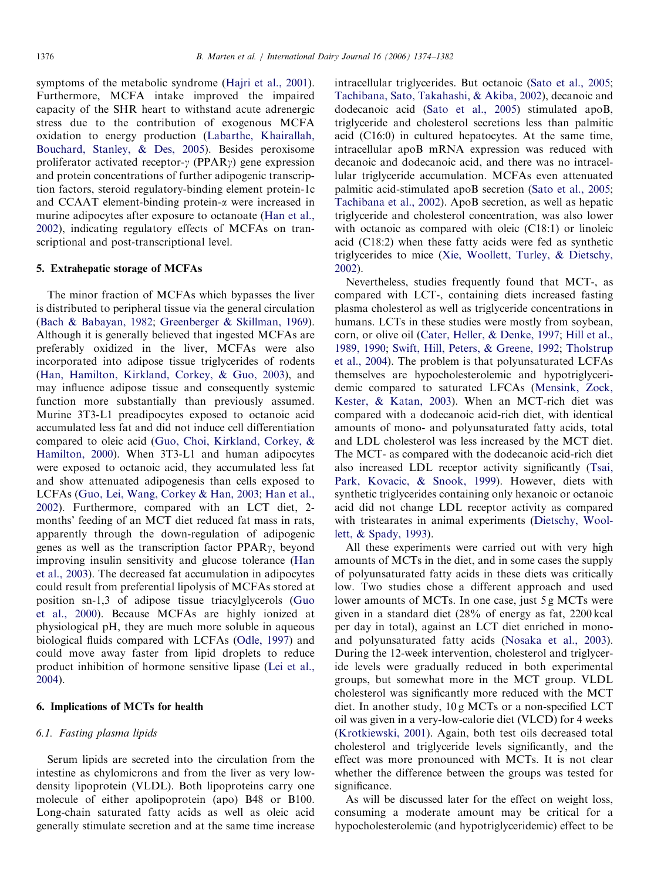symptoms of the metabolic syndrome (Hajri et al., 2001). Furthermore, MCFA intake improved the impaired capacity of the SHR heart to withstand acute adrenergic stress due to the contribution of exogenous MCFA oxidation to energy production (Labarthe, Khairallah, Bouchard, Stanley, & Des, 2005). Besides peroxisome proliferator activated receptor-$\gamma$ (PPAR$\gamma$) gene expression and protein concentrations of further adipogenic transcription factors, steroid regulatory-binding element protein-1c and CCAAT element-binding protein-$\alpha$ were increased in murine adipocytes after exposure to octanoate (Han et al., 2002), indicating regulatory effects of MCFAs on transcriptional and post-transcriptional level.

## 5. Extrahepatic storage of MCFAs

The minor fraction of MCFAs which bypasses the liver is distributed to peripheral tissue via the general circulation (Bach & Babayan, 1982; Greenberger & Skillman, 1969). Although it is generally believed that ingested MCFAs are preferably oxidized in the liver, MCFAs were also incorporated into adipose tissue triglycerides of rodents (Han, Hamilton, Kirkland, Corkey, & Guo, 2003), and may influence adipose tissue and consequently systemic function more substantially than previously assumed. Murine 3T3-L1 preadipocytes exposed to octanoic acid accumulated less fat and did not induce cell differentiation compared to oleic acid (Guo, Choi, Kirkland, Corkey, & Hamilton, 2000). When 3T3-L1 and human adipocytes were exposed to octanoic acid, they accumulated less fat and show attenuated adipogenesis than cells exposed to LCFAs (Guo, Lei, Wang, Corkey & Han, 2003; Han et al., 2002). Furthermore, compared with an LCT diet, 2-months' feeding of an MCT diet reduced fat mass in rats, apparently through the down-regulation of adipogenic genes as well as the transcription factor PPAR$\gamma$, beyond improving insulin sensitivity and glucose tolerance (Han et al., 2003). The decreased fat accumulation in adipocytes could result from preferential lipolysis of MCFAs stored at position sn-1,3 of adipose tissue triacylglycerols (Guo et al., 2000). Because MCFAs are highly ionized at physiological pH, they are much more soluble in aqueous biological fluids compared with LCFAs (Odle, 1997) and could move away faster from lipid droplets to reduce product inhibition of hormone sensitive lipase (Lei et al., 2004).

## 6. Implications of MCTs for health

### 6.1. Fasting plasma lipids

Serum lipids are secreted into the circulation from the intestine as chylomicrons and from the liver as very low-density lipoprotein (VLDL). Both lipoproteins carry one molecule of either apolipoprotein (apo) B48 or B100. Long-chain saturated fatty acids as well as oleic acid generally stimulate secretion and at the same time increase intracellular triglycerides. But octanoic (Sato et al., 2005; Tachibana, Sato, Takahashi, & Akiba, 2002), decanoic and dodecanoic acid (Sato et al., 2005) stimulated apoB, triglyceride and cholesterol secretions less than palmitic acid (C16:0) in cultured hepatocytes. At the same time, intracellular apoB mRNA expression was reduced with decanoic and dodecanoic acid, and there was no intracellular triglyceride accumulation. MCFAs even attenuated palmitic acid-stimulated apoB secretion (Sato et al., 2005; Tachibana et al., 2002). ApoB secretion, as well as hepatic triglyceride and cholesterol concentration, was also lower with octanoic as compared with oleic (C18:1) or linoleic acid (C18:2) when these fatty acids were fed as synthetic triglycerides to mice (Xie, Woollett, Turley, & Dietschy, 2002).

Nevertheless, studies frequently found that MCT-, as compared with LCT-, containing diets increased fasting plasma cholesterol as well as triglyceride concentrations in humans. LCTs in these studies were mostly from soybean, corn, or olive oil (Cater, Heller, & Denke, 1997; Hill et al., 1989, 1990; Swift, Hill, Peters, & Greene, 1992; Tholstrup et al., 2004). The problem is that polyunsaturated LCFAs themselves are hypocholesterolemic and hypotriglyceridemic compared to saturated LFCAs (Mensink, Zock, Kester, & Katan, 2003). When an MCT-rich diet was compared with a dodecanoic acid-rich diet, with identical amounts of mono- and polyunsaturated fatty acids, total and LDL cholesterol was less increased by the MCT diet. The MCT- as compared with the dodecanoic acid-rich diet also increased LDL receptor activity significantly (Tsai, Park, Kovacic, & Snook, 1999). However, diets with synthetic triglycerides containing only hexanoic or octanoic acid did not change LDL receptor activity as compared with tristearates in animal experiments (Dietschy, Woollett, & Spady, 1993).

All these experiments were carried out with very high amounts of MCTs in the diet, and in some cases the supply of polyunsaturated fatty acids in these diets was critically low. Two studies chose a different approach and used lower amounts of MCTs. In one case, just 5 g MCTs were given in a standard diet (28% of energy as fat, 2200 kcal per day in total), against an LCT diet enriched in mono- and polyunsaturated fatty acids (Nosaka et al., 2003). During the 12-week intervention, cholesterol and triglyceride levels were gradually reduced in both experimental groups, but somewhat more in the MCT group. VLDL cholesterol was significantly more reduced with the MCT diet. In another study, 10 g MCTs or a non-specified LCT oil was given in a very-low-calorie diet (VLCD) for 4 weeks (Krotkiewski, 2001). Again, both test oils decreased total cholesterol and triglyceride levels significantly, and the effect was more pronounced with MCTs. It is not clear whether the difference between the groups was tested for significance.

As will be discussed later for the effect on weight loss, consuming a moderate amount may be critical for a hypocholesterolemic (and hypotriglyceridemic) effect to be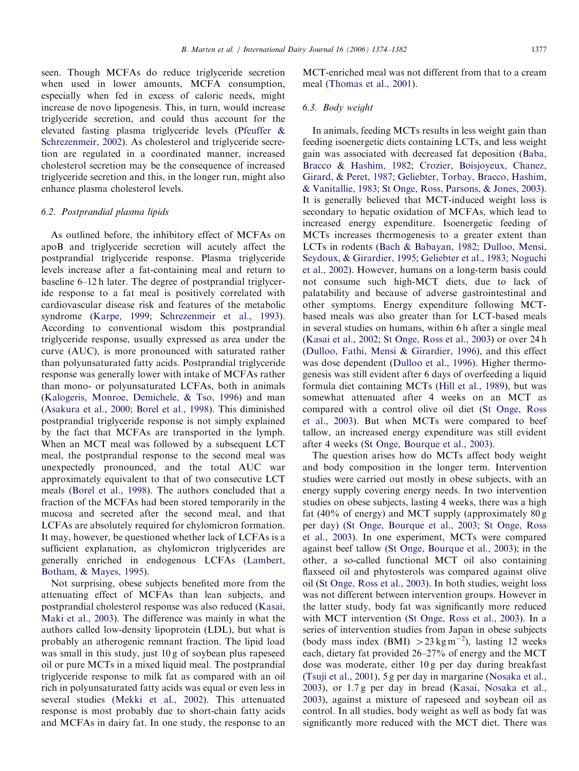seen. Though MCFAs do reduce triglyceride secretion when used in lower amounts, MCFA consumption, especially when fed in excess of caloric needs, might increase de novo lipogenesis. This, in turn, would increase triglyceride secretion, and could thus account for the elevated fasting plasma triglyceride levels (Pfeuffer & Schrezenmeir, 2002). As cholesterol and triglyceride secretion are regulated in a coordinated manner, increased cholesterol secretion may be the consequence of increased triglyceride secretion and this, in the longer run, might also enhance plasma cholesterol levels.

### 6.2. Postprandial plasma lipids

As outlined before, the inhibitory effect of MCFAs on apoB and triglyceride secretion will acutely affect the postprandial triglyceride response. Plasma triglyceride levels increase after a fat-containing meal and return to baseline 6–12 h later. The degree of postprandial triglyceride response to a fat meal is positively correlated with cardiovascular disease risk and features of the metabolic syndrome (Karpe, 1999; Schrezenmeir et al., 1993). According to conventional wisdom this postprandial triglyceride response, usually expressed as area under the curve (AUC), is more pronounced with saturated rather than polyunsaturated fatty acids. Postprandial triglyceride response was generally lower with intake of MCFAs rather than mono- or polyunsaturated LCFAs, both in animals (Kalogeris, Monroe, Demichele, & Tso, 1996) and man (Asakura et al., 2000; Borel et al., 1998). This diminished postprandial triglyceride response is not simply explained by the fact that MCFAs are transported in the lymph. When an MCT meal was followed by a subsequent LCT meal, the postprandial response to the second meal was unexpectedly pronounced, and the total AUC war approximately equivalent to that of two consecutive LCT meals (Borel et al., 1998). The authors concluded that a fraction of the MCFAs had been stored temporarily in the mucosa and secreted after the second meal, and that LCFAs are absolutely required for chylomicron formation. It may, however, be questioned whether lack of LCFAs is a sufficient explanation, as chylomicron triglycerides are generally enriched in endogenous LCFAs (Lambert, Botham, & Mayes, 1995).

Not surprising, obese subjects benefited more from the attenuating effect of MCFAs than lean subjects, and postprandial cholesterol response was also reduced (Kasai, Maki et al., 2003). The difference was mainly in what the authors called low-density lipoprotein (LDL), but what is probably an atherogenic remnant fraction. The lipid load was small in this study, just 10 g of soybean plus rapeseed oil or pure MCTs in a mixed liquid meal. The postprandial triglyceride response to milk fat as compared with an oil rich in polyunsaturated fatty acids was equal or even less in several studies (Mekki et al., 2002). This attenuated response is most probably due to short-chain fatty acids and MCFAs in dairy fat. In one study, the response to an MCT-enriched meal was not different from that to a cream meal (Thomas et al., 2001).

### 6.3. Body weight

In animals, feeding MCTs results in less weight gain than feeding isoenergetic diets containing LCTs, and less weight gain was associated with decreased fat deposition (Baba, Bracco & Hashim, 1982; Crozier, Boisjoyeux, Chanez, Girard, & Peret, 1987; Geliebter, Torbay, Bracco, Hashim, & Vanitallie, 1983; St Onge, Ross, Parsons, & Jones, 2003). It is generally believed that MCT-induced weight loss is secondary to hepatic oxidation of MCFAs, which lead to increased energy expenditure. Isoenergetic feeding of MCTs increases thermogenesis to a greater extent than LCTs in rodents (Bach & Babayan, 1982; Dulloo, Mensi, Seydoux, & Girardier, 1995; Geliebter et al., 1983; Noguchi et al., 2002). However, humans on a long-term basis could not consume such high-MCT diets, due to lack of palatability and because of adverse gastrointestinal and other symptoms. Energy expenditure following MCT-based meals was also greater than for LCT-based meals in several studies on humans, within 6 h after a single meal (Kasai et al., 2002; St Onge, Ross et al., 2003) or over 24 h (Dulloo, Fathi, Mensi & Girardier, 1996), and this effect was dose dependent (Dulloo et al., 1996). Higher thermogenesis was still evident after 6 days of overfeeding a liquid formula diet containing MCTs (Hill et al., 1989), but was somewhat attenuated after 4 weeks on an MCT as compared with a control olive oil diet (St Onge, Ross et al., 2003). But when MCTs were compared to beef tallow, an increased energy expenditure was still evident after 4 weeks (St Onge, Bourque et al., 2003).

The question arises how do MCTs affect body weight and body composition in the longer term. Intervention studies were carried out mostly in obese subjects, with an energy supply covering energy needs. In two intervention studies on obese subjects, lasting 4 weeks, there was a high fat (40% of energy) and MCT supply (approximately 80 g per day) (St Onge, Bourque et al., 2003; St Onge, Ross et al., 2003). In one experiment, MCTs were compared against beef tallow (St Onge, Bourque et al., 2003); in the other, a so-called functional MCT oil also containing flaxseed oil and phytosterols was compared against olive oil (St Onge, Ross et al., 2003). In both studies, weight loss was not different between intervention groups. However in the latter study, body fat was significantly more reduced with MCT intervention (St Onge, Ross et al., 2003). In a series of intervention studies from Japan in obese subjects (body mass index (BMI) $>23\,\mathrm{kg\,m^{-2}}$), lasting 12 weeks each, dietary fat provided 26–27% of energy and the MCT dose was moderate, either 10 g per day during breakfast (Tsuji et al., 2001), 5 g per day in margarine (Nosaka et al., 2003), or 1.7 g per day in bread (Kasai, Nosaka et al., 2003), against a mixture of rapeseed and soybean oil as control. In all studies, body weight as well as body fat was significantly more reduced with the MCT diet. There was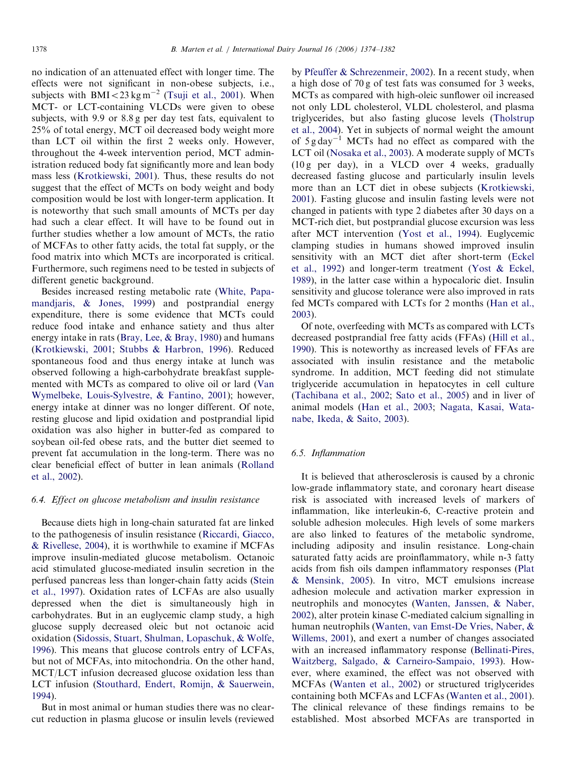no indication of an attenuated effect with longer time. The effects were not significant in non-obese subjects, i.e., subjects with BMI $<23\,\text{kg}\,\text{m}^{-2}$ (Tsuji et al., 2001). When MCT- or LCT-containing VLCDs were given to obese subjects, with 9.9 or 8.8 g per day test fats, equivalent to 25% of total energy, MCT oil decreased body weight more than LCT oil within the first 2 weeks only. However, throughout the 4-week intervention period, MCT administration reduced body fat significantly more and lean body mass less (Krotkiewski, 2001). Thus, these results do not suggest that the effect of MCTs on body weight and body composition would be lost with longer-term application. It is noteworthy that such small amounts of MCTs per day had such a clear effect. It will have to be found out in further studies whether a low amount of MCTs, the ratio of MCFAs to other fatty acids, the total fat supply, or the food matrix into which MCTs are incorporated is critical. Furthermore, such regimens need to be tested in subjects of different genetic background.

Besides increased resting metabolic rate (White, Papamandjaris, & Jones, 1999) and postprandial energy expenditure, there is some evidence that MCTs could reduce food intake and enhance satiety and thus alter energy intake in rats (Bray, Lee, & Bray, 1980) and humans (Krotkiewski, 2001; Stubbs & Harbron, 1996). Reduced spontaneous food and thus energy intake at lunch was observed following a high-carbohydrate breakfast supplemented with MCTs as compared to olive oil or lard (Van Wymelbeke, Louis-Sylvestre, & Fantino, 2001); however, energy intake at dinner was no longer different. Of note, resting glucose and lipid oxidation and postprandial lipid oxidation was also higher in butter-fed as compared to soybean oil-fed obese rats, and the butter diet seemed to prevent fat accumulation in the long-term. There was no clear beneficial effect of butter in lean animals (Rolland et al., 2002).

### 6.4. Effect on glucose metabolism and insulin resistance

Because diets high in long-chain saturated fat are linked to the pathogenesis of insulin resistance (Riccardi, Giacco, & Rivellese, 2004), it is worthwhile to examine if MCFAs improve insulin-mediated glucose metabolism. Octanoic acid stimulated glucose-mediated insulin secretion in the perfused pancreas less than longer-chain fatty acids (Stein et al., 1997). Oxidation rates of LCFAs are also usually depressed when the diet is simultaneously high in carbohydrates. But in an euglycemic clamp study, a high glucose supply decreased oleic but not octanoic acid oxidation (Sidossis, Stuart, Shulman, Lopaschuk, & Wolfe, 1996). This means that glucose controls entry of LCFAs, but not of MCFAs, into mitochondria. On the other hand, MCT/LCT infusion decreased glucose oxidation less than LCT infusion (Stouthard, Endert, Romijn, & Sauerwein, 1994).

But in most animal or human studies there was no clear-cut reduction in plasma glucose or insulin levels (reviewed by Pfeuffer & Schrezenmeir, 2002). In a recent study, when a high dose of 70 g of test fats was consumed for 3 weeks, MCTs as compared with high-oleic sunflower oil increased not only LDL cholesterol, VLDL cholesterol, and plasma triglycerides, but also fasting glucose levels (Tholstrup et al., 2004). Yet in subjects of normal weight the amount of $5\,\text{g}\,\text{day}^{-1}$ MCTs had no effect as compared with the LCT oil (Nosaka et al., 2003). A moderate supply of MCTs (10 g per day), in a VLCD over 4 weeks, gradually decreased fasting glucose and particularly insulin levels more than an LCT diet in obese subjects (Krotkiewski, 2001). Fasting glucose and insulin fasting levels were not changed in patients with type 2 diabetes after 30 days on a MCT-rich diet, but postprandial glucose excursion was less after MCT intervention (Yost et al., 1994). Euglycemic clamping studies in humans showed improved insulin sensitivity with an MCT diet after short-term (Eckel et al., 1992) and longer-term treatment (Yost & Eckel, 1989), in the latter case within a hypocaloric diet. Insulin sensitivity and glucose tolerance were also improved in rats fed MCTs compared with LCTs for 2 months (Han et al., 2003).

Of note, overfeeding with MCTs as compared with LCTs decreased postprandial free fatty acids (FFAs) (Hill et al., 1990). This is noteworthy as increased levels of FFAs are associated with insulin resistance and the metabolic syndrome. In addition, MCT feeding did not stimulate triglyceride accumulation in hepatocytes in cell culture (Tachibana et al., 2002; Sato et al., 2005) and in liver of animal models (Han et al., 2003; Nagata, Kasai, Watanabe, Ikeda, & Saito, 2003).

### 6.5. Inflammation

It is believed that atherosclerosis is caused by a chronic low-grade inflammatory state, and coronary heart disease risk is associated with increased levels of markers of inflammation, like interleukin-6, C-reactive protein and soluble adhesion molecules. High levels of some markers are also linked to features of the metabolic syndrome, including adiposity and insulin resistance. Long-chain saturated fatty acids are proinflammatory, while n-3 fatty acids from fish oils dampen inflammatory responses (Plat & Mensink, 2005). In vitro, MCT emulsions increase adhesion molecule and activation marker expression in neutrophils and monocytes (Wanten, Janssen, & Naber, 2002), alter protein kinase C-mediated calcium signalling in human neutrophils (Wanten, van Emst-De Vries, Naber, & Willems, 2001), and exert a number of changes associated with an increased inflammatory response (Bellinati-Pires, Waitzberg, Salgado, & Carneiro-Sampaio, 1993). However, where examined, the effect was not observed with MCFAs (Wanten et al., 2002) or structured triglycerides containing both MCFAs and LCFAs (Wanten et al., 2001). The clinical relevance of these findings remains to be established. Most absorbed MCFAs are transported in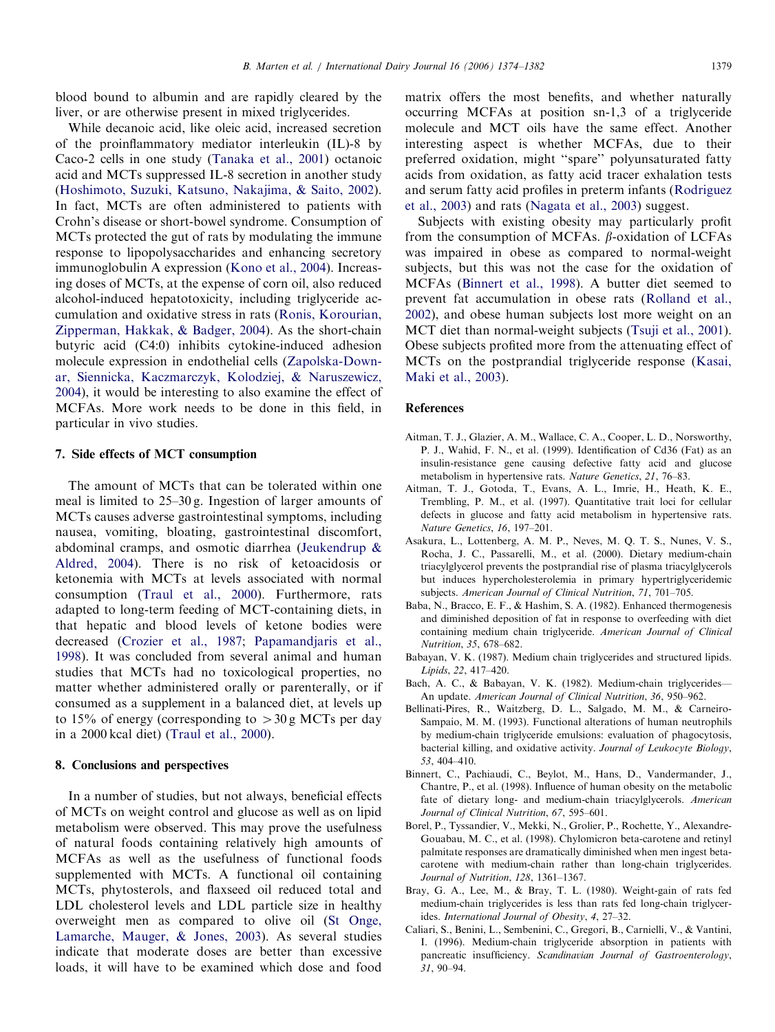blood bound to albumin and are rapidly cleared by the liver, or are otherwise present in mixed triglycerides.

While decanoic acid, like oleic acid, increased secretion of the proinflammatory mediator interleukin (IL)-8 by Caco-2 cells in one study (Tanaka et al., 2001) octanoic acid and MCTs suppressed IL-8 secretion in another study (Hoshimoto, Suzuki, Katsuno, Nakajima, & Saito, 2002). In fact, MCTs are often administered to patients with Crohn's disease or short-bowel syndrome. Consumption of MCTs protected the gut of rats by modulating the immune response to lipopolysaccharides and enhancing secretory immunoglobulin A expression (Kono et al., 2004). Increasing doses of MCTs, at the expense of corn oil, also reduced alcohol-induced hepatotoxicity, including triglyceride accumulation and oxidative stress in rats (Ronis, Korourian, Zipperman, Hakkak, & Badger, 2004). As the short-chain butyric acid (C4:0) inhibits cytokine-induced adhesion molecule expression in endothelial cells (Zapolska-Downar, Siennicka, Kaczmarczyk, Kolodziej, & Naruszewicz, 2004), it would be interesting to also examine the effect of MCFAs. More work needs to be done in this field, in particular in vivo studies.

## 7. Side effects of MCT consumption

The amount of MCTs that can be tolerated within one meal is limited to 25–30 g. Ingestion of larger amounts of MCTs causes adverse gastrointestinal symptoms, including nausea, vomiting, bloating, gastrointestinal discomfort, abdominal cramps, and osmotic diarrhea (Jeukendrup & Aldred, 2004). There is no risk of ketoacidosis or ketonemia with MCTs at levels associated with normal consumption (Traul et al., 2000). Furthermore, rats adapted to long-term feeding of MCT-containing diets, in that hepatic and blood levels of ketone bodies were decreased (Crozier et al., 1987; Papamandjaris et al., 1998). It was concluded from several animal and human studies that MCTs had no toxicological properties, no matter whether administered orally or parenterally, or if consumed as a supplement in a balanced diet, at levels up to 15% of energy (corresponding to $>30$ g MCTs per day in a 2000 kcal diet) (Traul et al., 2000).

## 8. Conclusions and perspectives

In a number of studies, but not always, beneficial effects of MCTs on weight control and glucose as well as on lipid metabolism were observed. This may prove the usefulness of natural foods containing relatively high amounts of MCFAs as well as the usefulness of functional foods supplemented with MCTs. A functional oil containing MCTs, phytosterols, and flaxseed oil reduced total and LDL cholesterol levels and LDL particle size in healthy overweight men as compared to olive oil (St Onge, Lamarche, Mauger, & Jones, 2003). As several studies indicate that moderate doses are better than excessive loads, it will have to be examined which dose and food matrix offers the most benefits, and whether naturally occurring MCFAs at position sn-1,3 of a triglyceride molecule and MCT oils have the same effect. Another interesting aspect is whether MCFAs, due to their preferred oxidation, might "spare" polyunsaturated fatty acids from oxidation, as fatty acid tracer exhalation tests and serum fatty acid profiles in preterm infants (Rodriguez et al., 2003) and rats (Nagata et al., 2003) suggest.

Subjects with existing obesity may particularly profit from the consumption of MCFAs. $\beta$-oxidation of LCFAs was impaired in obese as compared to normal-weight subjects, but this was not the case for the oxidation of MCFAs (Binnert et al., 1998). A butter diet seemed to prevent fat accumulation in obese rats (Rolland et al., 2002), and obese human subjects lost more weight on an MCT diet than normal-weight subjects (Tsuji et al., 2001). Obese subjects profited more from the attenuating effect of MCTs on the postprandial triglyceride response (Kasai, Maki et al., 2003).

## References

Aitman, T. J., Glazier, A. M., Wallace, C. A., Cooper, L. D., Norsworthy, P. J., Wahid, F. N., et al. (1999). Identification of Cd36 (Fat) as an insulin-resistance gene causing defective fatty acid and glucose metabolism in hypertensive rats. *Nature Genetics*, *21*, 76–83.

Aitman, T. J., Gotoda, T., Evans, A. L., Imrie, H., Heath, K. E., Trembling, P. M., et al. (1997). Quantitative trait loci for cellular defects in glucose and fatty acid metabolism in hypertensive rats. *Nature Genetics*, *16*, 197–201.

Asakura, L., Lottenberg, A. M. P., Neves, M. Q. T. S., Nunes, V. S., Rocha, J. C., Passarelli, M., et al. (2000). Dietary medium-chain triacylglycerol prevents the postprandial rise of plasma triacylglycerols but induces hypercholesterolemia in primary hypertriglyceridemic subjects. *American Journal of Clinical Nutrition*, *71*, 701–705.

Baba, N., Bracco, E. F., & Hashim, S. A. (1982). Enhanced thermogenesis and diminished deposition of fat in response to overfeeding with diet containing medium chain triglyceride. *American Journal of Clinical Nutrition*, *35*, 678–682.

Babayan, V. K. (1987). Medium chain triglycerides and structured lipids. *Lipids*, *22*, 417–420.

Bach, A. C., & Babayan, V. K. (1982). Medium-chain triglycerides—An update. *American Journal of Clinical Nutrition*, *36*, 950–962.

Bellinati-Pires, R., Waitzberg, D. L., Salgado, M. M., & Carneiro-Sampaio, M. M. (1993). Functional alterations of human neutrophils by medium-chain triglyceride emulsions: evaluation of phagocytosis, bacterial killing, and oxidative activity. *Journal of Leukocyte Biology*, *53*, 404–410.

Binnert, C., Pachiaudi, C., Beylot, M., Hans, D., Vandermander, J., Chantre, P., et al. (1998). Influence of human obesity on the metabolic fate of dietary long- and medium-chain triacylglycerols. *American Journal of Clinical Nutrition*, *67*, 595–601.

Borel, P., Tyssandier, V., Mekki, N., Grolier, P., Rochette, Y., Alexandre-Gouabau, M. C., et al. (1998). Chylomicron beta-carotene and retinyl palmitate responses are dramatically diminished when men ingest beta-carotene with medium-chain rather than long-chain triglycerides. *Journal of Nutrition*, *128*, 1361–1367.

Bray, G. A., Lee, M., & Bray, T. L. (1980). Weight-gain of rats fed medium-chain triglycerides is less than rats fed long-chain triglycerides. *International Journal of Obesity*, *4*, 27–32.

Caliari, S., Benini, L., Sembenini, C., Gregori, B., Carnielli, V., & Vantini, I. (1996). Medium-chain triglyceride absorption in patients with pancreatic insufficiency. *Scandinavian Journal of Gastroenterology*, *31*, 90–94.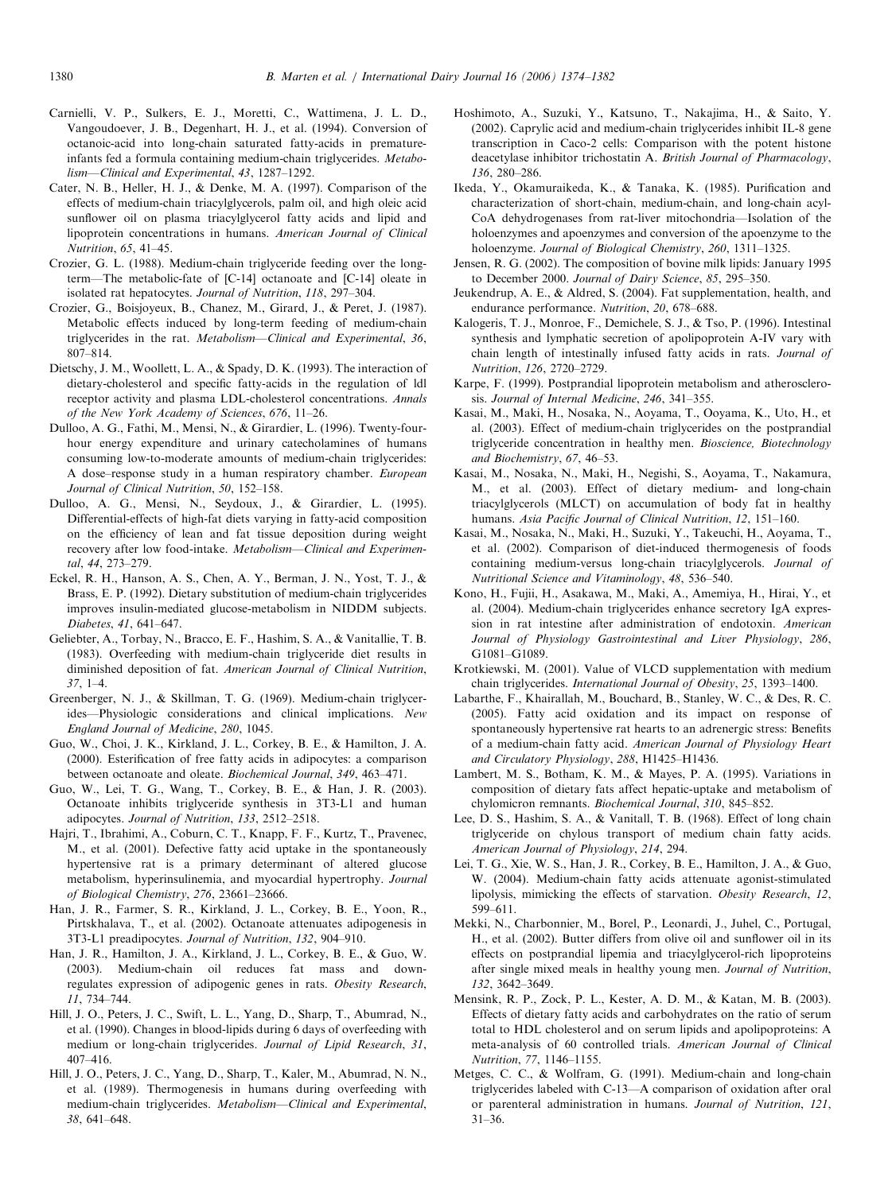Carnielli, V. P., Sulkers, E. J., Moretti, C., Wattimena, J. L. D., Vangoudoever, J. B., Degenhart, H. J., et al. (1994). Conversion of octanoic-acid into long-chain saturated fatty-acids in premature-infants fed a formula containing medium-chain triglycerides. *Metabolism—Clinical and Experimental*, *43*, 1287–1292.

Cater, N. B., Heller, H. J., & Denke, M. A. (1997). Comparison of the effects of medium-chain triacylglycerols, palm oil, and high oleic acid sunflower oil on plasma triacylglycerol fatty acids and lipid and lipoprotein concentrations in humans. *American Journal of Clinical Nutrition*, *65*, 41–45.

Crozier, G. L. (1988). Medium-chain triglyceride feeding over the long-term—The metabolic-fate of [C-14] octanoate and [C-14] oleate in isolated rat hepatocytes. *Journal of Nutrition*, *118*, 297–304.

Crozier, G., Boisjoyeux, B., Chanez, M., Girard, J., & Peret, J. (1987). Metabolic effects induced by long-term feeding of medium-chain triglycerides in the rat. *Metabolism—Clinical and Experimental*, *36*, 807–814.

Dietschy, J. M., Woollett, L. A., & Spady, D. K. (1993). The interaction of dietary-cholesterol and specific fatty-acids in the regulation of ldl receptor activity and plasma LDL-cholesterol concentrations. *Annals of the New York Academy of Sciences*, *676*, 11–26.

Dulloo, A. G., Fathi, M., Mensi, N., & Girardier, L. (1996). Twenty-four-hour energy expenditure and urinary catecholamines of humans consuming low-to-moderate amounts of medium-chain triglycerides: A dose–response study in a human respiratory chamber. *European Journal of Clinical Nutrition*, *50*, 152–158.

Dulloo, A. G., Mensi, N., Seydoux, J., & Girardier, L. (1995). Differential-effects of high-fat diets varying in fatty-acid composition on the efficiency of lean and fat tissue deposition during weight recovery after low food-intake. *Metabolism—Clinical and Experimental*, *44*, 273–279.

Eckel, R. H., Hanson, A. S., Chen, A. Y., Berman, J. N., Yost, T. J., & Brass, E. P. (1992). Dietary substitution of medium-chain triglycerides improves insulin-mediated glucose-metabolism in NIDDM subjects. *Diabetes*, *41*, 641–647.

Geliebter, A., Torbay, N., Bracco, E. F., Hashim, S. A., & Vanitallie, T. B. (1983). Overfeeding with medium-chain triglyceride diet results in diminished deposition of fat. *American Journal of Clinical Nutrition*, *37*, 1–4.

Greenberger, N. J., & Skillman, T. G. (1969). Medium-chain triglycerides—Physiologic considerations and clinical implications. *New England Journal of Medicine*, *280*, 1045.

Guo, W., Choi, J. K., Kirkland, J. L., Corkey, B. E., & Hamilton, J. A. (2000). Esterification of free fatty acids in adipocytes: a comparison between octanoate and oleate. *Biochemical Journal*, *349*, 463–471.

Guo, W., Lei, T. G., Wang, T., Corkey, B. E., & Han, J. R. (2003). Octanoate inhibits triglyceride synthesis in 3T3-L1 and human adipocytes. *Journal of Nutrition*, *133*, 2512–2518.

Hajri, T., Ibrahimi, A., Coburn, C. T., Knapp, F. F., Kurtz, T., Pravenec, M., et al. (2001). Defective fatty acid uptake in the spontaneously hypertensive rat is a primary determinant of altered glucose metabolism, hyperinsulinemia, and myocardial hypertrophy. *Journal of Biological Chemistry*, *276*, 23661–23666.

Han, J. R., Farmer, S. R., Kirkland, J. L., Corkey, B. E., Yoon, R., Pirtskhalava, T., et al. (2002). Octanoate attenuates adipogenesis in 3T3-L1 preadipocytes. *Journal of Nutrition*, *132*, 904–910.

Han, J. R., Hamilton, J. A., Kirkland, J. L., Corkey, B. E., & Guo, W. (2003). Medium-chain oil reduces fat mass and down-regulates expression of adipogenic genes in rats. *Obesity Research*, *11*, 734–744.

Hill, J. O., Peters, J. C., Swift, L. L., Yang, D., Sharp, T., Abumrad, N., et al. (1990). Changes in blood-lipids during 6 days of overfeeding with medium or long-chain triglycerides. *Journal of Lipid Research*, *31*, 407–416.

Hill, J. O., Peters, J. C., Yang, D., Sharp, T., Kaler, M., Abumrad, N. N., et al. (1989). Thermogenesis in humans during overfeeding with medium-chain triglycerides. *Metabolism—Clinical and Experimental*, *38*, 641–648.

Hoshimoto, A., Suzuki, Y., Katsuno, T., Nakajima, H., & Saito, Y. (2002). Caprylic acid and medium-chain triglycerides inhibit IL-8 gene transcription in Caco-2 cells: Comparison with the potent histone deacetylase inhibitor trichostatin A. *British Journal of Pharmacology*, *136*, 280–286.

Ikeda, Y., Okamuraikeda, K., & Tanaka, K. (1985). Purification and characterization of short-chain, medium-chain, and long-chain acyl-CoA dehydrogenases from rat-liver mitochondria—Isolation of the holoenzymes and apoenzymes and conversion of the apoenzyme to the holoenzyme. *Journal of Biological Chemistry*, *260*, 1311–1325.

Jensen, R. G. (2002). The composition of bovine milk lipids: January 1995 to December 2000. *Journal of Dairy Science*, *85*, 295–350.

Jeukendrup, A. E., & Aldred, S. (2004). Fat supplementation, health, and endurance performance. *Nutrition*, *20*, 678–688.

Kalogeris, T. J., Monroe, F., Demichele, S. J., & Tso, P. (1996). Intestinal synthesis and lymphatic secretion of apolipoprotein A-IV vary with chain length of intestinally infused fatty acids in rats. *Journal of Nutrition*, *126*, 2720–2729.

Karpe, F. (1999). Postprandial lipoprotein metabolism and atherosclerosis. *Journal of Internal Medicine*, *246*, 341–355.

Kasai, M., Maki, H., Nosaka, N., Aoyama, T., Ooyama, K., Uto, H., et al. (2003). Effect of medium-chain triglycerides on the postprandial triglyceride concentration in healthy men. *Bioscience, Biotechnology and Biochemistry*, *67*, 46–53.

Kasai, M., Nosaka, N., Maki, H., Negishi, S., Aoyama, T., Nakamura, M., et al. (2003). Effect of dietary medium- and long-chain triacylglycerols (MLCT) on accumulation of body fat in healthy humans. *Asia Pacific Journal of Clinical Nutrition*, *12*, 151–160.

Kasai, M., Nosaka, N., Maki, H., Suzuki, Y., Takeuchi, H., Aoyama, T., et al. (2002). Comparison of diet-induced thermogenesis of foods containing medium-versus long-chain triacylglycerols. *Journal of Nutritional Science and Vitaminology*, *48*, 536–540.

Kono, H., Fujii, H., Asakawa, M., Maki, A., Amemiya, H., Hirai, Y., et al. (2004). Medium-chain triglycerides enhance secretory IgA expression in rat intestine after administration of endotoxin. *American Journal of Physiology Gastrointestinal and Liver Physiology*, *286*, G1081–G1089.

Krotkiewski, M. (2001). Value of VLCD supplementation with medium chain triglycerides. *International Journal of Obesity*, *25*, 1393–1400.

Labarthe, F., Khairallah, M., Bouchard, B., Stanley, W. C., & Des, R. C. (2005). Fatty acid oxidation and its impact on response of spontaneously hypertensive rat hearts to an adrenergic stress: Benefits of a medium-chain fatty acid. *American Journal of Physiology Heart and Circulatory Physiology*, *288*, H1425–H1436.

Lambert, M. S., Botham, K. M., & Mayes, P. A. (1995). Variations in composition of dietary fats affect hepatic-uptake and metabolism of chylomicron remnants. *Biochemical Journal*, *310*, 845–852.

Lee, D. S., Hashim, S. A., & Vanitall, T. B. (1968). Effect of long chain triglyceride on chylous transport of medium chain fatty acids. *American Journal of Physiology*, *214*, 294.

Lei, T. G., Xie, W. S., Han, J. R., Corkey, B. E., Hamilton, J. A., & Guo, W. (2004). Medium-chain fatty acids attenuate agonist-stimulated lipolysis, mimicking the effects of starvation. *Obesity Research*, *12*, 599–611.

Mekki, N., Charbonnier, M., Borel, P., Leonardi, J., Juhel, C., Portugal, H., et al. (2002). Butter differs from olive oil and sunflower oil in its effects on postprandial lipemia and triacylglycerol-rich lipoproteins after single mixed meals in healthy young men. *Journal of Nutrition*, *132*, 3642–3649.

Mensink, R. P., Zock, P. L., Kester, A. D. M., & Katan, M. B. (2003). Effects of dietary fatty acids and carbohydrates on the ratio of serum total to HDL cholesterol and on serum lipids and apolipoproteins: A meta-analysis of 60 controlled trials. *American Journal of Clinical Nutrition*, *77*, 1146–1155.

Metges, C. C., & Wolfram, G. (1991). Medium-chain and long-chain triglycerides labeled with C-13—A comparison of oxidation after oral or parenteral administration in humans. *Journal of Nutrition*, *121*, 31–36.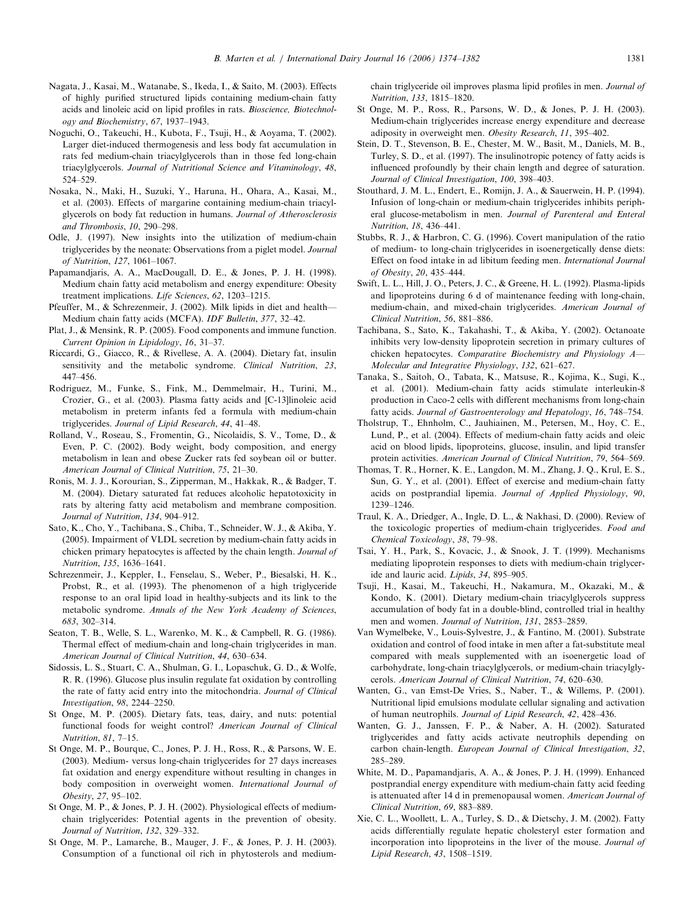Nagata, J., Kasai, M., Watanabe, S., Ikeda, I., & Saito, M. (2003). Effects of highly purified structured lipids containing medium-chain fatty acids and linoleic acid on lipid profiles in rats. *Bioscience, Biotechnology and Biochemistry*, *67*, 1937–1943.

Noguchi, O., Takeuchi, H., Kubota, F., Tsuji, H., & Aoyama, T. (2002). Larger diet-induced thermogenesis and less body fat accumulation in rats fed medium-chain triacylglycerols than in those fed long-chain triacylglycerols. *Journal of Nutritional Science and Vitaminology*, *48*, 524–529.

Nosaka, N., Maki, H., Suzuki, Y., Haruna, H., Ohara, A., Kasai, M., et al. (2003). Effects of margarine containing medium-chain triacylglycerols on body fat reduction in humans. *Journal of Atherosclerosis and Thrombosis*, *10*, 290–298.

Odle, J. (1997). New insights into the utilization of medium-chain triglycerides by the neonate: Observations from a piglet model. *Journal of Nutrition*, *127*, 1061–1067.

Papamandjaris, A. A., MacDougall, D. E., & Jones, P. J. H. (1998). Medium chain fatty acid metabolism and energy expenditure: Obesity treatment implications. *Life Sciences*, *62*, 1203–1215.

Pfeuffer, M., & Schrezenmeir, J. (2002). Milk lipids in diet and health—Medium chain fatty acids (MCFA). *IDF Bulletin*, *377*, 32–42.

Plat, J., & Mensink, R. P. (2005). Food components and immune function. *Current Opinion in Lipidology*, *16*, 31–37.

Riccardi, G., Giacco, R., & Rivellese, A. A. (2004). Dietary fat, insulin sensitivity and the metabolic syndrome. *Clinical Nutrition*, *23*, 447–456.

Rodriguez, M., Funke, S., Fink, M., Demmelmair, H., Turini, M., Crozier, G., et al. (2003). Plasma fatty acids and [C-13]linoleic acid metabolism in preterm infants fed a formula with medium-chain triglycerides. *Journal of Lipid Research*, *44*, 41–48.

Rolland, V., Roseau, S., Fromentin, G., Nicolaidis, S. V., Tome, D., & Even, P. C. (2002). Body weight, body composition, and energy metabolism in lean and obese Zucker rats fed soybean oil or butter. *American Journal of Clinical Nutrition*, *75*, 21–30.

Ronis, M. J. J., Korourian, S., Zipperman, M., Hakkak, R., & Badger, T. M. (2004). Dietary saturated fat reduces alcoholic hepatotoxicity in rats by altering fatty acid metabolism and membrane composition. *Journal of Nutrition*, *134*, 904–912.

Sato, K., Cho, Y., Tachibana, S., Chiba, T., Schneider, W. J., & Akiba, Y. (2005). Impairment of VLDL secretion by medium-chain fatty acids in chicken primary hepatocytes is affected by the chain length. *Journal of Nutrition*, *135*, 1636–1641.

Schrezenmeir, J., Keppler, I., Fenselau, S., Weber, P., Biesalski, H. K., Probst, R., et al. (1993). The phenomenon of a high triglyceride response to an oral lipid load in healthy-subjects and its link to the metabolic syndrome. *Annals of the New York Academy of Sciences*, *683*, 302–314.

Seaton, T. B., Welle, S. L., Warenko, M. K., & Campbell, R. G. (1986). Thermal effect of medium-chain and long-chain triglycerides in man. *American Journal of Clinical Nutrition*, *44*, 630–634.

Sidossis, L. S., Stuart, C. A., Shulman, G. I., Lopaschuk, G. D., & Wolfe, R. R. (1996). Glucose plus insulin regulate fat oxidation by controlling the rate of fatty acid entry into the mitochondria. *Journal of Clinical Investigation*, *98*, 2244–2250.

St Onge, M. P. (2005). Dietary fats, teas, dairy, and nuts: potential functional foods for weight control? *American Journal of Clinical Nutrition*, *81*, 7–15.

St Onge, M. P., Bourque, C., Jones, P. J. H., Ross, R., & Parsons, W. E. (2003). Medium- versus long-chain triglycerides for 27 days increases fat oxidation and energy expenditure without resulting in changes in body composition in overweight women. *International Journal of Obesity*, *27*, 95–102.

St Onge, M. P., & Jones, P. J. H. (2002). Physiological effects of medium-chain triglycerides: Potential agents in the prevention of obesity. *Journal of Nutrition*, *132*, 329–332.

St Onge, M. P., Lamarche, B., Mauger, J. F., & Jones, P. J. H. (2003). Consumption of a functional oil rich in phytosterols and medium-chain triglyceride oil improves plasma lipid profiles in men. *Journal of Nutrition*, *133*, 1815–1820.

St Onge, M. P., Ross, R., Parsons, W. D., & Jones, P. J. H. (2003). Medium-chain triglycerides increase energy expenditure and decrease adiposity in overweight men. *Obesity Research*, *11*, 395–402.

Stein, D. T., Stevenson, B. E., Chester, M. W., Basit, M., Daniels, M. B., Turley, S. D., et al. (1997). The insulinotropic potency of fatty acids is influenced profoundly by their chain length and degree of saturation. *Journal of Clinical Investigation*, *100*, 398–403.

Stouthard, J. M. L., Endert, E., Romijn, J. A., & Sauerwein, H. P. (1994). Infusion of long-chain or medium-chain triglycerides inhibits peripheral glucose-metabolism in men. *Journal of Parenteral and Enteral Nutrition*, *18*, 436–441.

Stubbs, R. J., & Harbron, C. G. (1996). Covert manipulation of the ratio of medium- to long-chain triglycerides in isoenergetically dense diets: Effect on food intake in ad libitum feeding men. *International Journal of Obesity*, *20*, 435–444.

Swift, L. L., Hill, J. O., Peters, J. C., & Greene, H. L. (1992). Plasma-lipids and lipoproteins during 6 d of maintenance feeding with long-chain, medium-chain, and mixed-chain triglycerides. *American Journal of Clinical Nutrition*, *56*, 881–886.

Tachibana, S., Sato, K., Takahashi, T., & Akiba, Y. (2002). Octanoate inhibits very low-density lipoprotein secretion in primary cultures of chicken hepatocytes. *Comparative Biochemistry and Physiology A—Molecular and Integrative Physiology*, *132*, 621–627.

Tanaka, S., Saitoh, O., Tabata, K., Matsuse, R., Kojima, K., Sugi, K., et al. (2001). Medium-chain fatty acids stimulate interleukin-8 production in Caco-2 cells with different mechanisms from long-chain fatty acids. *Journal of Gastroenterology and Hepatology*, *16*, 748–754.

Tholstrup, T., Ehnholm, C., Jauhiainen, M., Petersen, M., Hoy, C. E., Lund, P., et al. (2004). Effects of medium-chain fatty acids and oleic acid on blood lipids, lipoproteins, glucose, insulin, and lipid transfer protein activities. *American Journal of Clinical Nutrition*, *79*, 564–569.

Thomas, T. R., Horner, K. E., Langdon, M. M., Zhang, J. Q., Krul, E. S., Sun, G. Y., et al. (2001). Effect of exercise and medium-chain fatty acids on postprandial lipemia. *Journal of Applied Physiology*, *90*, 1239–1246.

Traul, K. A., Driedger, A., Ingle, D. L., & Nakhasi, D. (2000). Review of the toxicologic properties of medium-chain triglycerides. *Food and Chemical Toxicology*, *38*, 79–98.

Tsai, Y. H., Park, S., Kovacic, J., & Snook, J. T. (1999). Mechanisms mediating lipoprotein responses to diets with medium-chain triglyceride and lauric acid. *Lipids*, *34*, 895–905.

Tsuji, H., Kasai, M., Takeuchi, H., Nakamura, M., Okazaki, M., & Kondo, K. (2001). Dietary medium-chain triacylglycerols suppress accumulation of body fat in a double-blind, controlled trial in healthy men and women. *Journal of Nutrition*, *131*, 2853–2859.

Van Wymelbeke, V., Louis-Sylvestre, J., & Fantino, M. (2001). Substrate oxidation and control of food intake in men after a fat-substitute meal compared with meals supplemented with an isoenergetic load of carbohydrate, long-chain triacylglycerols, or medium-chain triacylglycerols. *American Journal of Clinical Nutrition*, *74*, 620–630.

Wanten, G., van Emst-De Vries, S., Naber, T., & Willems, P. (2001). Nutritional lipid emulsions modulate cellular signaling and activation of human neutrophils. *Journal of Lipid Research*, *42*, 428–436.

Wanten, G. J., Janssen, F. P., & Naber, A. H. (2002). Saturated triglycerides and fatty acids activate neutrophils depending on carbon chain-length. *European Journal of Clinical Investigation*, *32*, 285–289.

White, M. D., Papamandjaris, A. A., & Jones, P. J. H. (1999). Enhanced postprandial energy expenditure with medium-chain fatty acid feeding is attenuated after 14 d in premenopausal women. *American Journal of Clinical Nutrition*, *69*, 883–889.

Xie, C. L., Woollett, L. A., Turley, S. D., & Dietschy, J. M. (2002). Fatty acids differentially regulate hepatic cholesteryl ester formation and incorporation into lipoproteins in the liver of the mouse. *Journal of Lipid Research*, *43*, 1508–1519.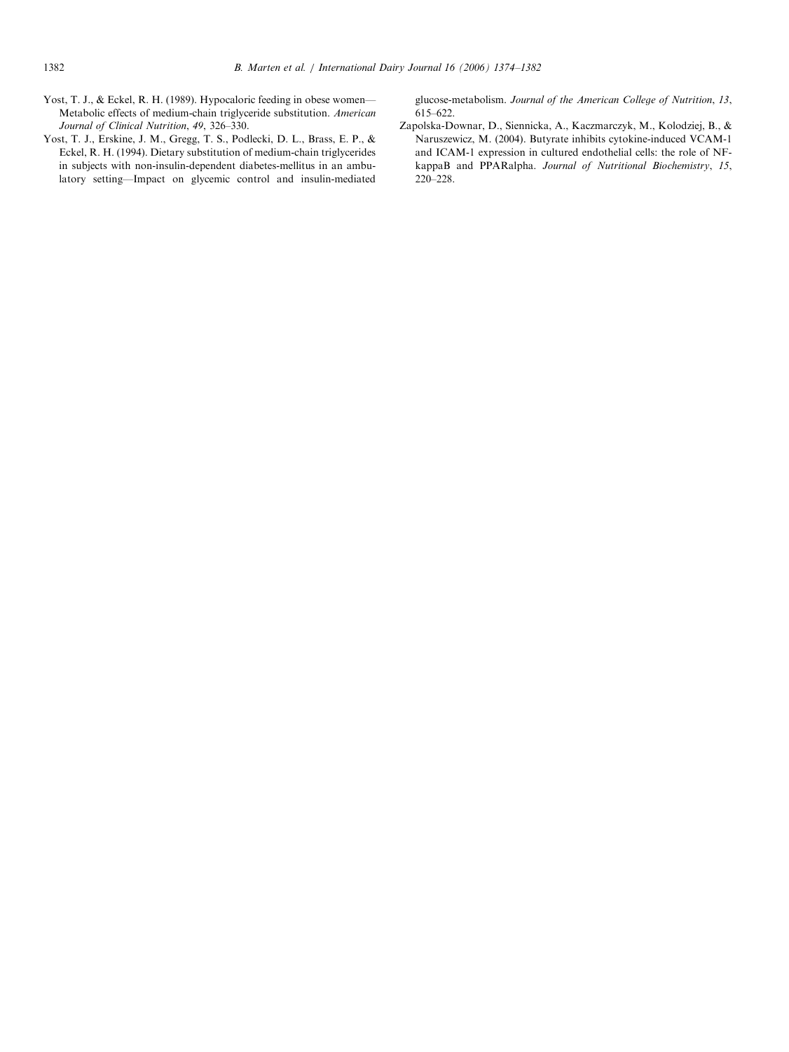Yost, T. J., & Eckel, R. H. (1989). Hypocaloric feeding in obese women—Metabolic effects of medium-chain triglyceride substitution. *American Journal of Clinical Nutrition*, *49*, 326–330.

Yost, T. J., Erskine, J. M., Gregg, T. S., Podlecki, D. L., Brass, E. P., & Eckel, R. H. (1994). Dietary substitution of medium-chain triglycerides in subjects with non-insulin-dependent diabetes-mellitus in an ambulatory setting—Impact on glycemic control and insulin-mediated glucose-metabolism. *Journal of the American College of Nutrition*, *13*, 615–622.

Zapolska-Downar, D., Siennicka, A., Kaczmarczyk, M., Kolodziej, B., & Naruszewicz, M. (2004). Butyrate inhibits cytokine-induced VCAM-1 and ICAM-1 expression in cultured endothelial cells: the role of NF-kappaB and PPARalpha. *Journal of Nutritional Biochemistry*, *15*, 220–228.